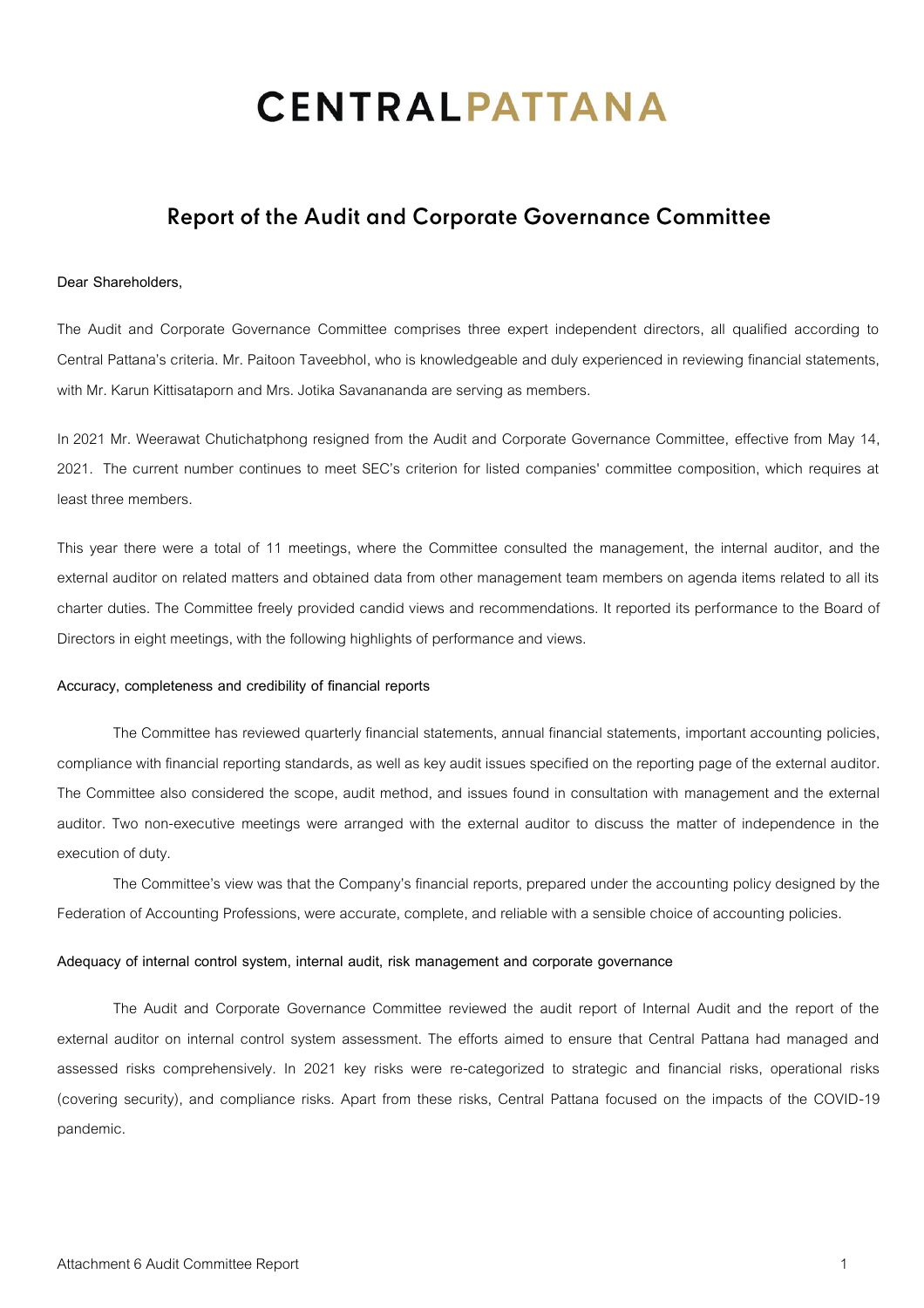# CENTRALPATTANA

## Report of the Audit and Corporate Governance Committee

**Dear Shareholders,**

The Audit and Corporate Governance Committee comprises three expert independent directors, all qualified according to Central Pattana's criteria. Mr. Paitoon Taveebhol, who is knowledgeable and duly experienced in reviewing financial statements, with Mr. Karun Kittisataporn and Mrs. Jotika Savanananda are serving as members.

In 2021 Mr. Weerawat Chutichatphong resigned from the Audit and Corporate Governance Committee, effective from May 14, 2021. The current number continues to meet SEC's criterion for listed companies' committee composition, which requires at least three members.

This year there were a total of 11 meetings, where the Committee consulted the management, the internal auditor, and the external auditor on related matters and obtained data from other management team members on agenda items related to all its charter duties. The Committee freely provided candid views and recommendations. It reported its performance to the Board of Directors in eight meetings, with the following highlights of performance and views.

**Accuracy, completeness and credibility of financial reports**

The Committee has reviewed quarterly financial statements, annual financial statements, important accounting policies, compliance with financial reporting standards, as well as key audit issues specified on the reporting page of the external auditor. The Committee also considered the scope, audit method, and issues found in consultation with management and the external auditor. Two non-executive meetings were arranged with the external auditor to discuss the matter of independence in the execution of duty.

The Committee's view was that the Company's financial reports, prepared under the accounting policy designed by the Federation of Accounting Professions, were accurate, complete, and reliable with a sensible choice of accounting policies.

**Adequacy of internal control system, internal audit, risk management and corporate governance**

The Audit and Corporate Governance Committee reviewed the audit report of Internal Audit and the report of the external auditor on internal control system assessment. The efforts aimed to ensure that Central Pattana had managed and assessed risks comprehensively. In 2021 key risks were re-categorized to strategic and financial risks, operational risks (covering security), and compliance risks. Apart from these risks, Central Pattana focused on the impacts of the COVID-19 pandemic.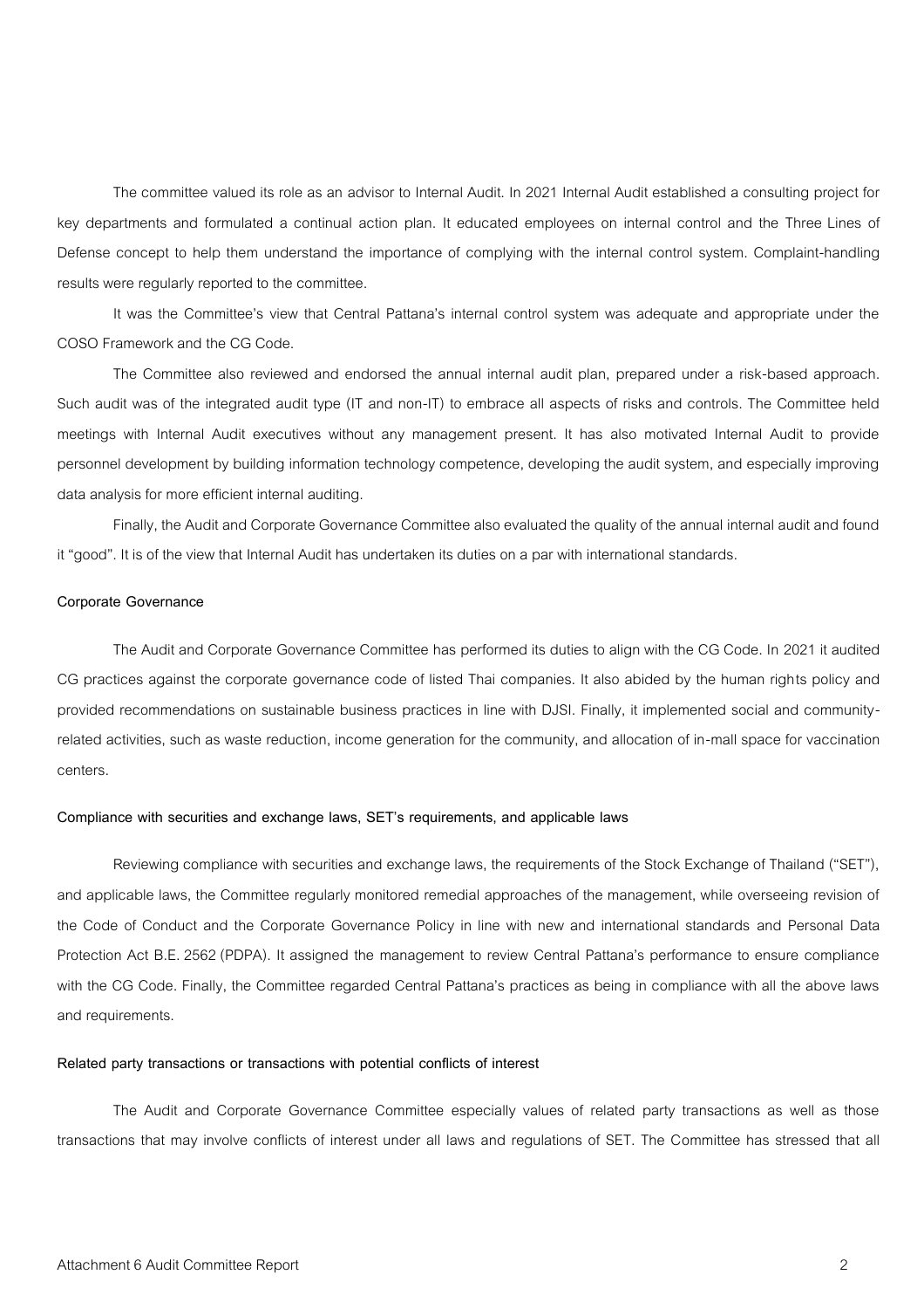The committee valued its role as an advisor to Internal Audit. In 2021 Internal Audit established a consulting project for key departments and formulated a continual action plan. It educated employees on internal control and the Three Lines of Defense concept to help them understand the importance of complying with the internal control system. Complaint-handling results were regularly reported to the committee.

It was the Committee's view that Central Pattana's internal control system was adequate and appropriate under the COSO Framework and the CG Code.

The Committee also reviewed and endorsed the annual internal audit plan, prepared under a risk-based approach. Such audit was of the integrated audit type (IT and non-IT) to embrace all aspects of risks and controls. The Committee held meetings with Internal Audit executives without any management present. It has also motivated Internal Audit to provide personnel development by building information technology competence, developing the audit system, and especially improving data analysis for more efficient internal auditing.

Finally, the Audit and Corporate Governance Committee also evaluated the quality of the annual internal audit and found it "good". It is of the view that Internal Audit has undertaken its duties on a par with international standards.

**Corporate Governance**

The Audit and Corporate Governance Committee has performed its duties to align with the CG Code. In 2021 it audited CG practices against the corporate governance code of listed Thai companies. It also abided by the human rights policy and provided recommendations on sustainable business practices in line with DJSI. Finally, it implemented social and community-related activities, such as waste reduction, income generation for the community, and allocation of in-mall space for vaccination centers.

**Compliance with securities and exchange laws, SET's requirements, and applicable laws**

Reviewing compliance with securities and exchange laws, the requirements of the Stock Exchange of Thailand ("SET"), and applicable laws, the Committee regularly monitored remedial approaches of the management, while overseeing revision of the Code of Conduct and the Corporate Governance Policy in line with new and international standards and Personal Data Protection Act B.E. 2562 (PDPA). It assigned the management to review Central Pattana's performance to ensure compliance with the CG Code. Finally, the Committee regarded Central Pattana's practices as being in compliance with all the above laws and requirements.

**Related party transactions or transactions with potential conflicts of interest**

The Audit and Corporate Governance Committee especially values of related party transactions as well as those transactions that may involve conflicts of interest under all laws and regulations of SET. The Committee has stressed that all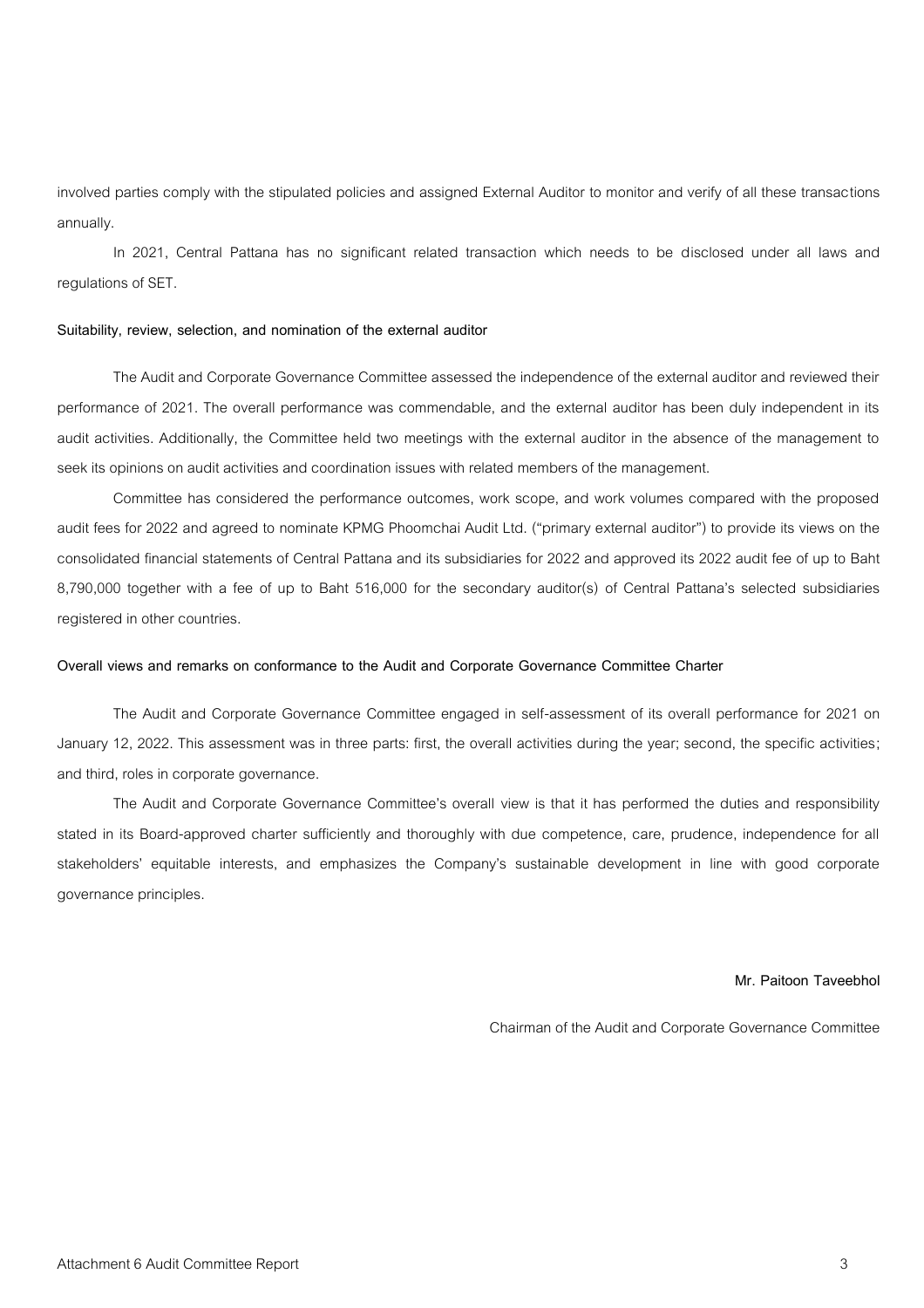involved parties comply with the stipulated policies and assigned External Auditor to monitor and verify of all these transactions annually.

In 2021, Central Pattana has no significant related transaction which needs to be disclosed under all laws and regulations of SET.

**Suitability, review, selection, and nomination of the external auditor**

The Audit and Corporate Governance Committee assessed the independence of the external auditor and reviewed their performance of 2021. The overall performance was commendable, and the external auditor has been duly independent in its audit activities. Additionally, the Committee held two meetings with the external auditor in the absence of the management to seek its opinions on audit activities and coordination issues with related members of the management.

Committee has considered the performance outcomes, work scope, and work volumes compared with the proposed audit fees for 2022 and agreed to nominate KPMG Phoomchai Audit Ltd. ("primary external auditor") to provide its views on the consolidated financial statements of Central Pattana and its subsidiaries for 2022 and approved its 2022 audit fee of up to Baht 8,790,000 together with a fee of up to Baht 516,000 for the secondary auditor(s) of Central Pattana's selected subsidiaries registered in other countries.

**Overall views and remarks on conformance to the Audit and Corporate Governance Committee Charter**

The Audit and Corporate Governance Committee engaged in self-assessment of its overall performance for 2021 on January 12, 2022. This assessment was in three parts: first, the overall activities during the year; second, the specific activities; and third, roles in corporate governance.

The Audit and Corporate Governance Committee's overall view is that it has performed the duties and responsibility stated in its Board-approved charter sufficiently and thoroughly with due competence, care, prudence, independence for all stakeholders' equitable interests, and emphasizes the Company's sustainable development in line with good corporate governance principles.

**Mr. Paitoon Taveebhol**

Chairman of the Audit and Corporate Governance Committee